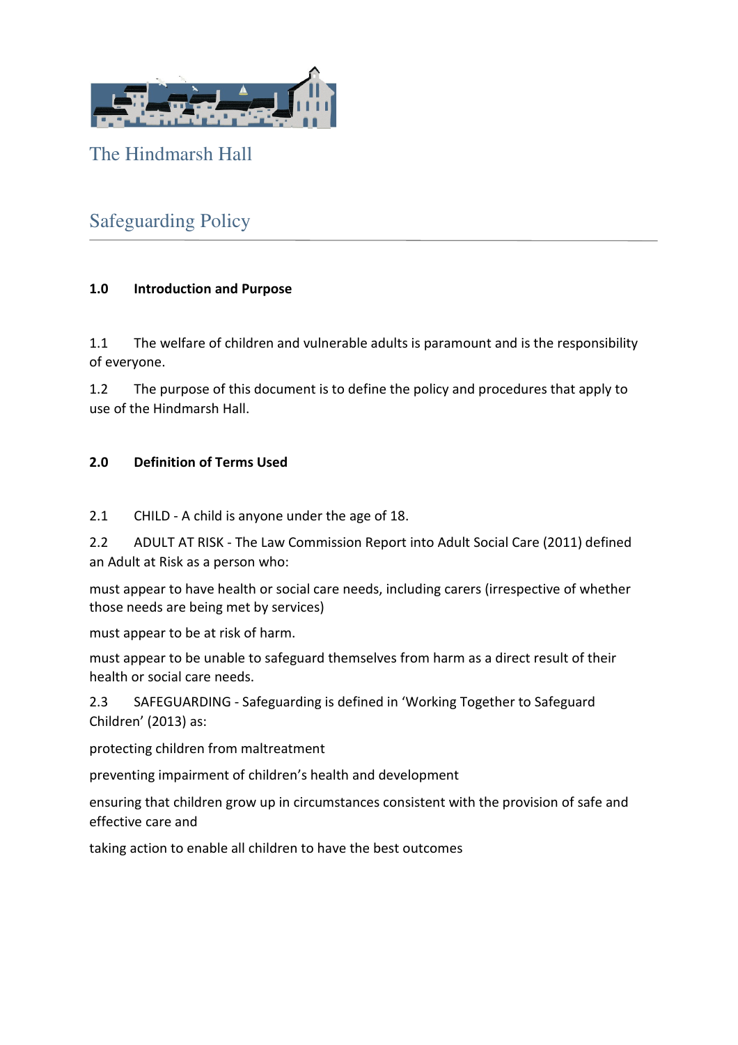# The Hindmarsh Hall

## Safeguarding Policy

---

### 1.0 Introduction and Purpose

1.1 The welfare of children and vulnerable adults is paramount and is the responsibility of everyone.

1.2 The purpose of this document is to define the policy and procedures that apply to use of the Hindmarsh Hall.

### 2.0 Definition of Terms Used

2.1 CHILD - A child is anyone under the age of 18.

2.2 ADULT AT RISK - The Law Commission Report into Adult Social Care (2011) defined an Adult at Risk as a person who:

must appear to have health or social care needs, including carers (irrespective of whether those needs are being met by services)

must appear to be at risk of harm.

must appear to be unable to safeguard themselves from harm as a direct result of their health or social care needs.

2.3 SAFEGUARDING - Safeguarding is defined in 'Working Together to Safeguard Children' (2013) as:

protecting children from maltreatment

preventing impairment of children's health and development

ensuring that children grow up in circumstances consistent with the provision of safe and effective care and

taking action to enable all children to have the best outcomes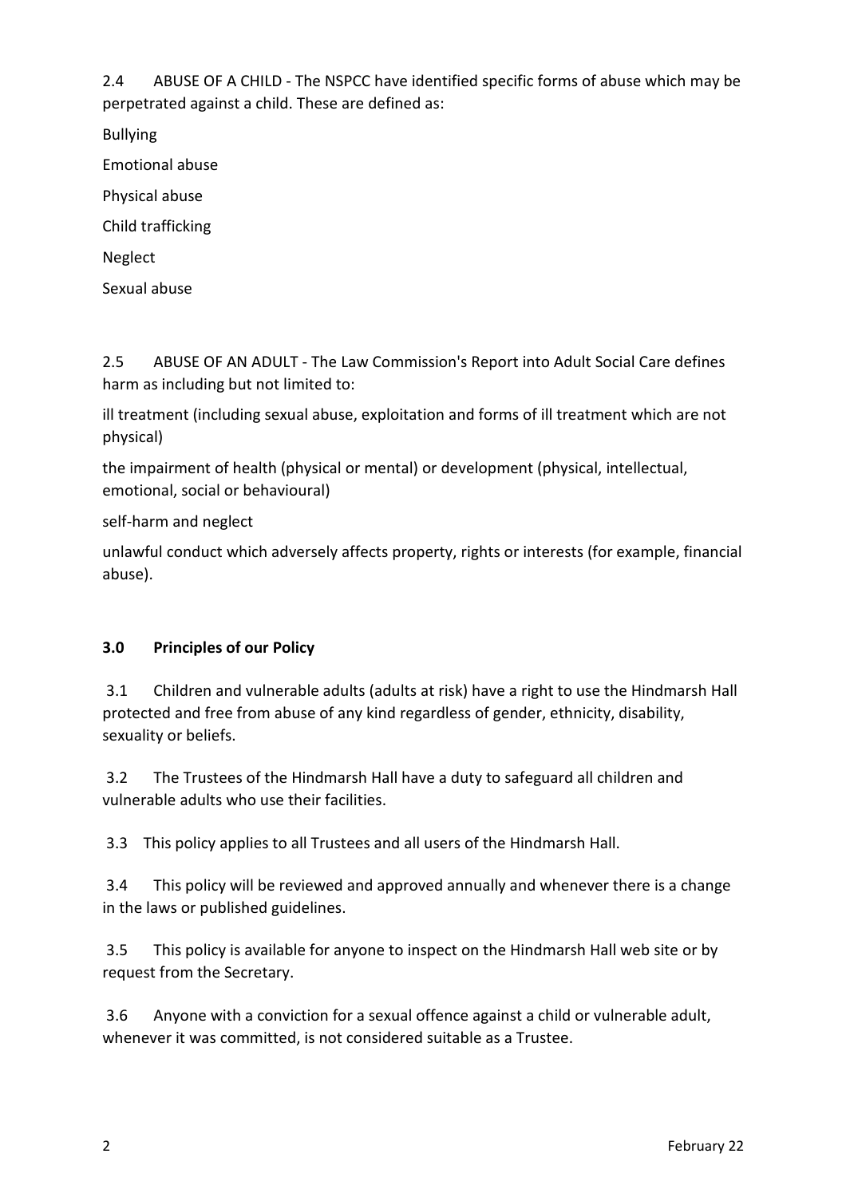2.4 ABUSE OF A CHILD - The NSPCC have identified specific forms of abuse which may be perpetrated against a child. These are defined as:

Bullying

Emotional abuse

Physical abuse

Child trafficking

Neglect

Sexual abuse

2.5 ABUSE OF AN ADULT - The Law Commission's Report into Adult Social Care defines harm as including but not limited to:

ill treatment (including sexual abuse, exploitation and forms of ill treatment which are not physical)

the impairment of health (physical or mental) or development (physical, intellectual, emotional, social or behavioural)

self-harm and neglect

unlawful conduct which adversely affects property, rights or interests (for example, financial abuse).

**3.0 Principles of our Policy**

3.1 Children and vulnerable adults (adults at risk) have a right to use the Hindmarsh Hall protected and free from abuse of any kind regardless of gender, ethnicity, disability, sexuality or beliefs.

3.2 The Trustees of the Hindmarsh Hall have a duty to safeguard all children and vulnerable adults who use their facilities.

3.3 This policy applies to all Trustees and all users of the Hindmarsh Hall.

3.4 This policy will be reviewed and approved annually and whenever there is a change in the laws or published guidelines.

3.5 This policy is available for anyone to inspect on the Hindmarsh Hall web site or by request from the Secretary.

3.6 Anyone with a conviction for a sexual offence against a child or vulnerable adult, whenever it was committed, is not considered suitable as a Trustee.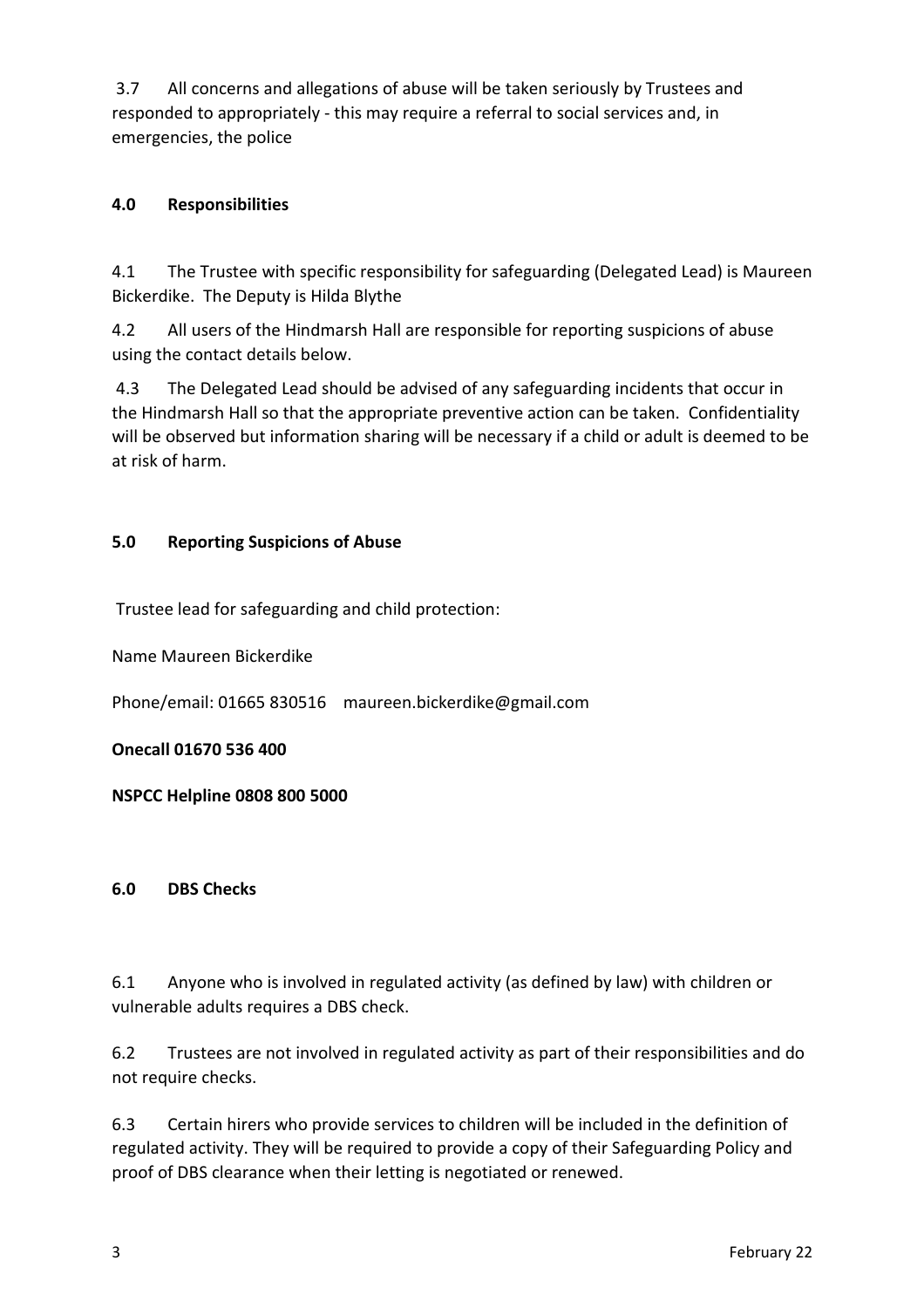3.7 All concerns and allegations of abuse will be taken seriously by Trustees and responded to appropriately - this may require a referral to social services and, in emergencies, the police

## 4.0 Responsibilities

4.1 The Trustee with specific responsibility for safeguarding (Delegated Lead) is Maureen Bickerdike. The Deputy is Hilda Blythe

4.2 All users of the Hindmarsh Hall are responsible for reporting suspicions of abuse using the contact details below.

4.3 The Delegated Lead should be advised of any safeguarding incidents that occur in the Hindmarsh Hall so that the appropriate preventive action can be taken. Confidentiality will be observed but information sharing will be necessary if a child or adult is deemed to be at risk of harm.

## 5.0 Reporting Suspicions of Abuse

Trustee lead for safeguarding and child protection:

Name Maureen Bickerdike

Phone/email: 01665 830516 maureen.bickerdike@gmail.com

**Onecall 01670 536 400**

**NSPCC Helpline 0808 800 5000**

## 6.0 DBS Checks

6.1 Anyone who is involved in regulated activity (as defined by law) with children or vulnerable adults requires a DBS check.

6.2 Trustees are not involved in regulated activity as part of their responsibilities and do not require checks.

6.3 Certain hirers who provide services to children will be included in the definition of regulated activity. They will be required to provide a copy of their Safeguarding Policy and proof of DBS clearance when their letting is negotiated or renewed.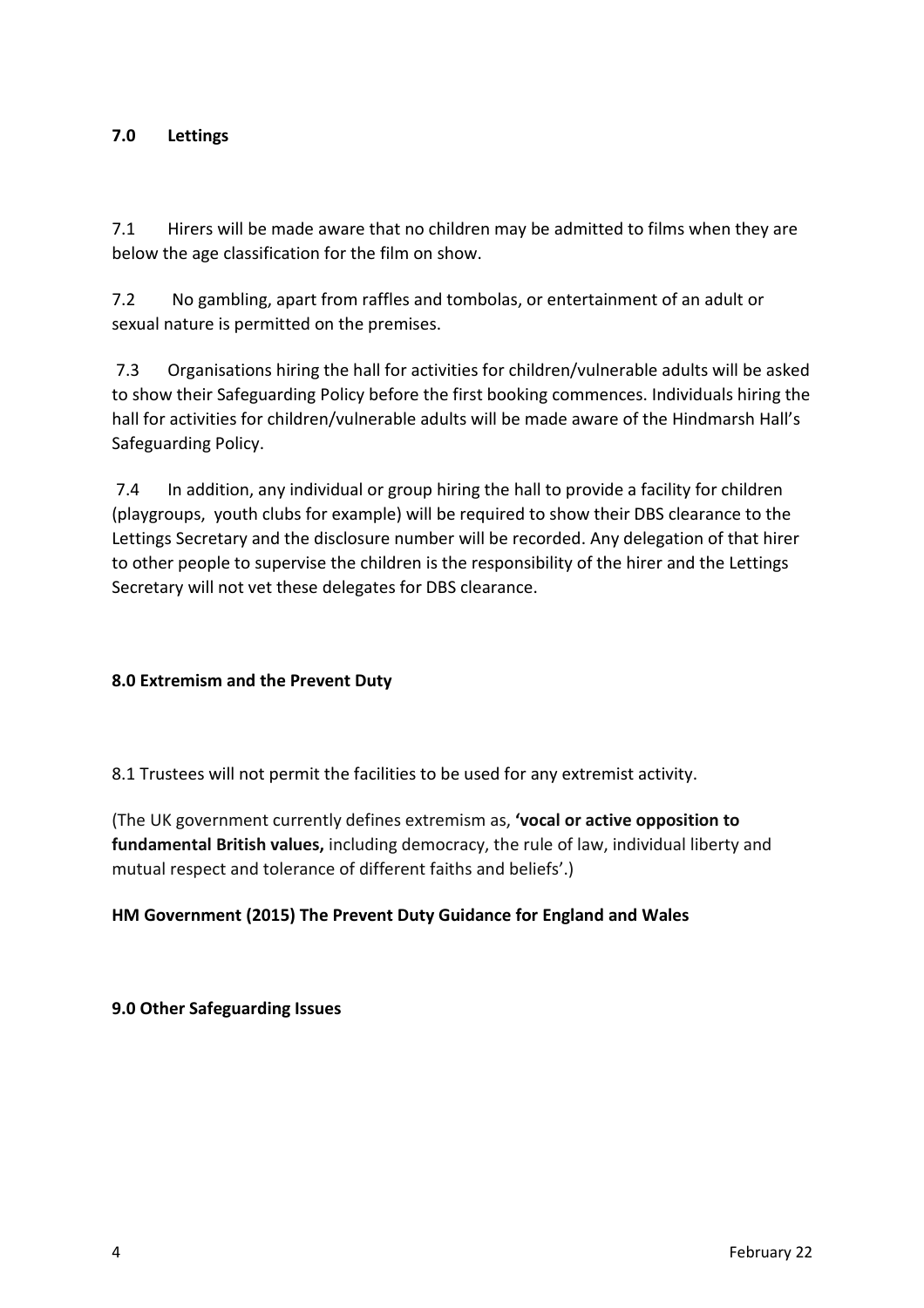## 7.0 Lettings

7.1 Hirers will be made aware that no children may be admitted to films when they are below the age classification for the film on show.

7.2 No gambling, apart from raffles and tombolas, or entertainment of an adult or sexual nature is permitted on the premises.

7.3 Organisations hiring the hall for activities for children/vulnerable adults will be asked to show their Safeguarding Policy before the first booking commences. Individuals hiring the hall for activities for children/vulnerable adults will be made aware of the Hindmarsh Hall's Safeguarding Policy.

7.4 In addition, any individual or group hiring the hall to provide a facility for children (playgroups, youth clubs for example) will be required to show their DBS clearance to the Lettings Secretary and the disclosure number will be recorded. Any delegation of that hirer to other people to supervise the children is the responsibility of the hirer and the Lettings Secretary will not vet these delegates for DBS clearance.

## 8.0 Extremism and the Prevent Duty

8.1 Trustees will not permit the facilities to be used for any extremist activity.

(The UK government currently defines extremism as, **'vocal or active opposition to fundamental British values,** including democracy, the rule of law, individual liberty and mutual respect and tolerance of different faiths and beliefs'.)

**HM Government (2015) The Prevent Duty Guidance for England and Wales**

## 9.0 Other Safeguarding Issues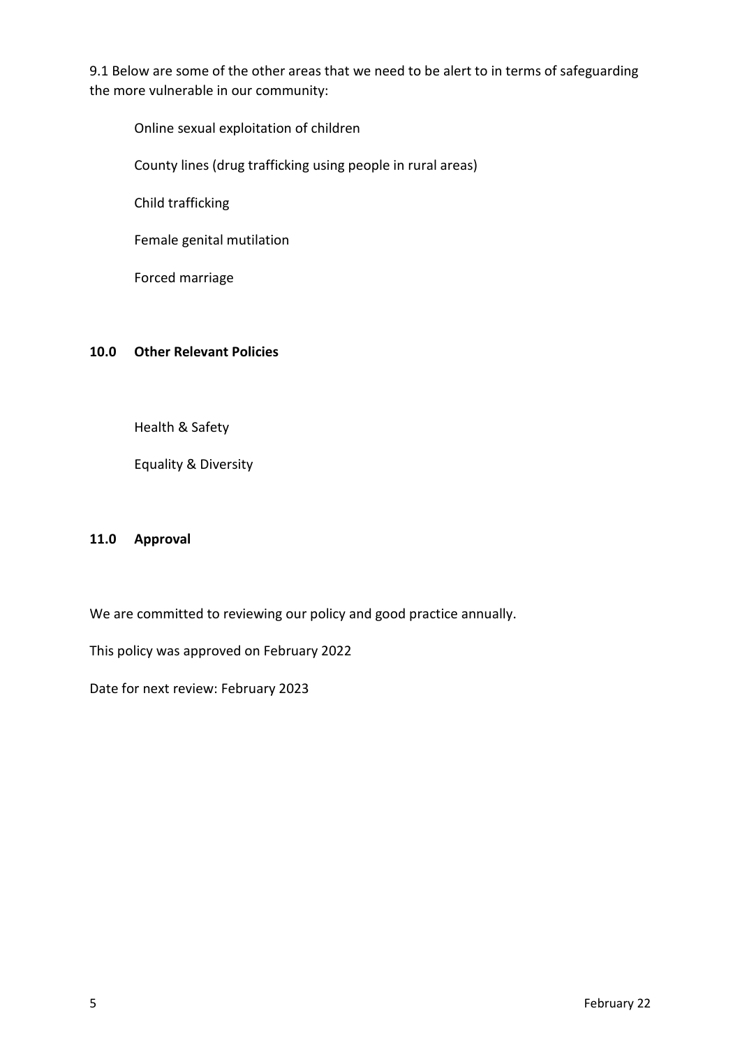9.1 Below are some of the other areas that we need to be alert to in terms of safeguarding the more vulnerable in our community:

- Online sexual exploitation of children
- County lines (drug trafficking using people in rural areas)
- Child trafficking
- Female genital mutilation
- Forced marriage

## 10.0 Other Relevant Policies

- Health & Safety
- Equality & Diversity

## 11.0 Approval

We are committed to reviewing our policy and good practice annually.

This policy was approved on February 2022

Date for next review: February 2023